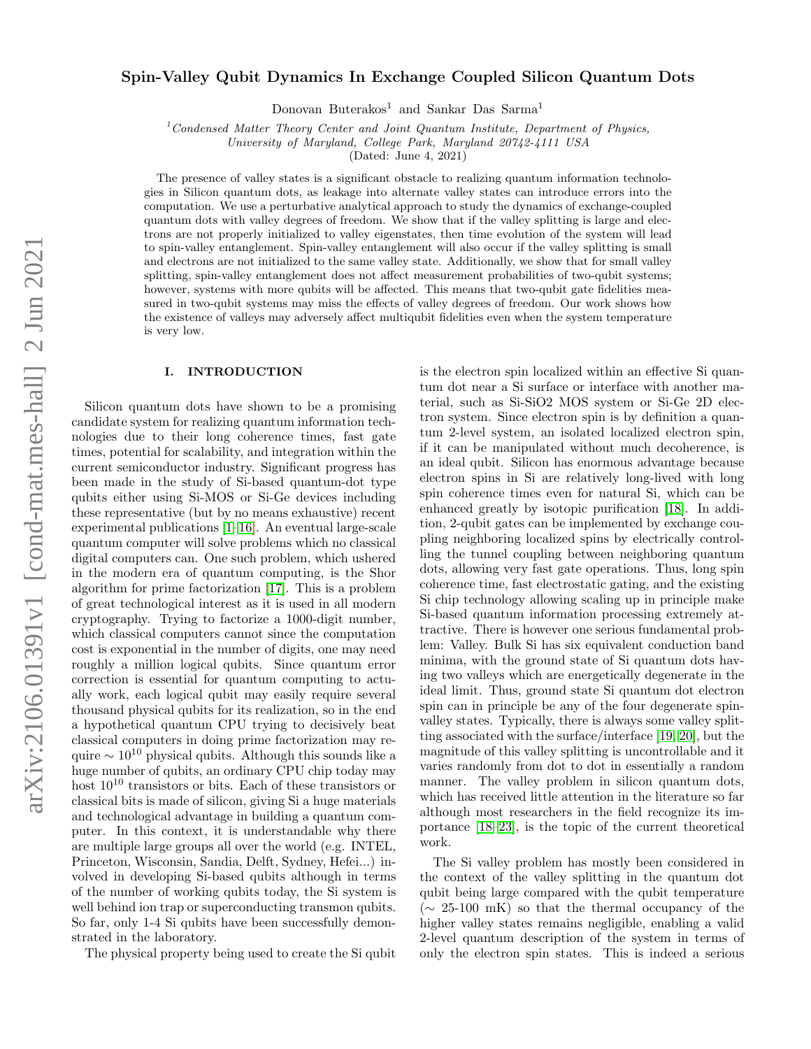# Spin-Valley Qubit Dynamics In Exchange Coupled Silicon Quantum Dots

Donovan Buterakos[1] and Sankar Das Sarma[1]

[1] Condensed Matter Theory Center and Joint Quantum Institute, Department of Physics, University of Maryland, College Park, Maryland 20742-4111 USA

(Dated: June 4, 2021)

The presence of valley states is a significant obstacle to realizing quantum information technologies in Silicon quantum dots, as leakage into alternate valley states can introduce errors into the computation. We use a perturbative analytical approach to study the dynamics of exchange-coupled quantum dots with valley degrees of freedom. We show that if the valley splitting is large and electrons are not properly initialized to valley eigenstates, then time evolution of the system will lead to spin-valley entanglement. Spin-valley entanglement will also occur if the valley splitting is small and electrons are not initialized to the same valley state. Additionally, we show that for small valley splitting, spin-valley entanglement does not affect measurement probabilities of two-qubit systems; however, systems with more qubits will be affected. This means that two-qubit gate fidelities measured in two-qubit systems may miss the effects of valley degrees of freedom. Our work shows how the existence of valleys may adversely affect multiqubit fidelities even when the system temperature is very low.

## I. INTRODUCTION

Silicon quantum dots have shown to be a promising candidate system for realizing quantum information technologies due to their long coherence times, fast gate times, potential for scalability, and integration within the current semiconductor industry. Significant progress has been made in the study of Si-based quantum-dot type qubits either using Si-MOS or Si-Ge devices including these representative (but by no means exhaustive) recent experimental publications [1–16]. An eventual large-scale quantum computer will solve problems which no classical digital computers can. One such problem, which ushered in the modern era of quantum computing, is the Shor algorithm for prime factorization [17]. This is a problem of great technological interest as it is used in all modern cryptography. Trying to factorize a 1000-digit number, which classical computers cannot since the computation cost is exponential in the number of digits, one may need roughly a million logical qubits. Since quantum error correction is essential for quantum computing to actually work, each logical qubit may easily require several thousand physical qubits for its realization, so in the end a hypothetical quantum CPU trying to decisively beat classical computers in doing prime factorization may require $\sim 10^{10}$ physical qubits. Although this sounds like a huge number of qubits, an ordinary CPU chip today may host $10^{10}$ transistors or bits. Each of these transistors or classical bits is made of silicon, giving Si a huge materials and technological advantage in building a quantum computer. In this context, it is understandable why there are multiple large groups all over the world (e.g. INTEL, Princeton, Wisconsin, Sandia, Delft, Sydney, Hefei...) involved in developing Si-based qubits although in terms of the number of working qubits today, the Si system is well behind ion trap or superconducting transmon qubits. So far, only 1-4 Si qubits have been successfully demonstrated in the laboratory.

The physical property being used to create the Si qubit is the electron spin localized within an effective Si quantum dot near a Si surface or interface with another material, such as Si-SiO2 MOS system or Si-Ge 2D electron system. Since electron spin is by definition a quantum 2-level system, an isolated localized electron spin, if it can be manipulated without much decoherence, is an ideal qubit. Silicon has enormous advantage because electron spins in Si are relatively long-lived with long spin coherence times even for natural Si, which can be enhanced greatly by isotopic purification [18]. In addition, 2-qubit gates can be implemented by exchange coupling neighboring localized spins by electrically controlling the tunnel coupling between neighboring quantum dots, allowing very fast gate operations. Thus, long spin coherence time, fast electrostatic gating, and the existing Si chip technology allowing scaling up in principle make Si-based quantum information processing extremely attractive. There is however one serious fundamental problem: Valley. Bulk Si has six equivalent conduction band minima, with the ground state of Si quantum dots having two valleys which are energetically degenerate in the ideal limit. Thus, ground state Si quantum dot electron spin can in principle be any of the four degenerate spin-valley states. Typically, there is always some valley splitting associated with the surface/interface [19, 20], but the magnitude of this valley splitting is uncontrollable and it varies randomly from dot to dot in essentially a random manner. The valley problem in silicon quantum dots, which has received little attention in the literature so far although most researchers in the field recognize its importance [18–23], is the topic of the current theoretical work.

The Si valley problem has mostly been considered in the context of the valley splitting in the quantum dot qubit being large compared with the qubit temperature ($\sim$ 25-100 mK) so that the thermal occupancy of the higher valley states remains negligible, enabling a valid 2-level quantum description of the system in terms of only the electron spin states. This is indeed a serious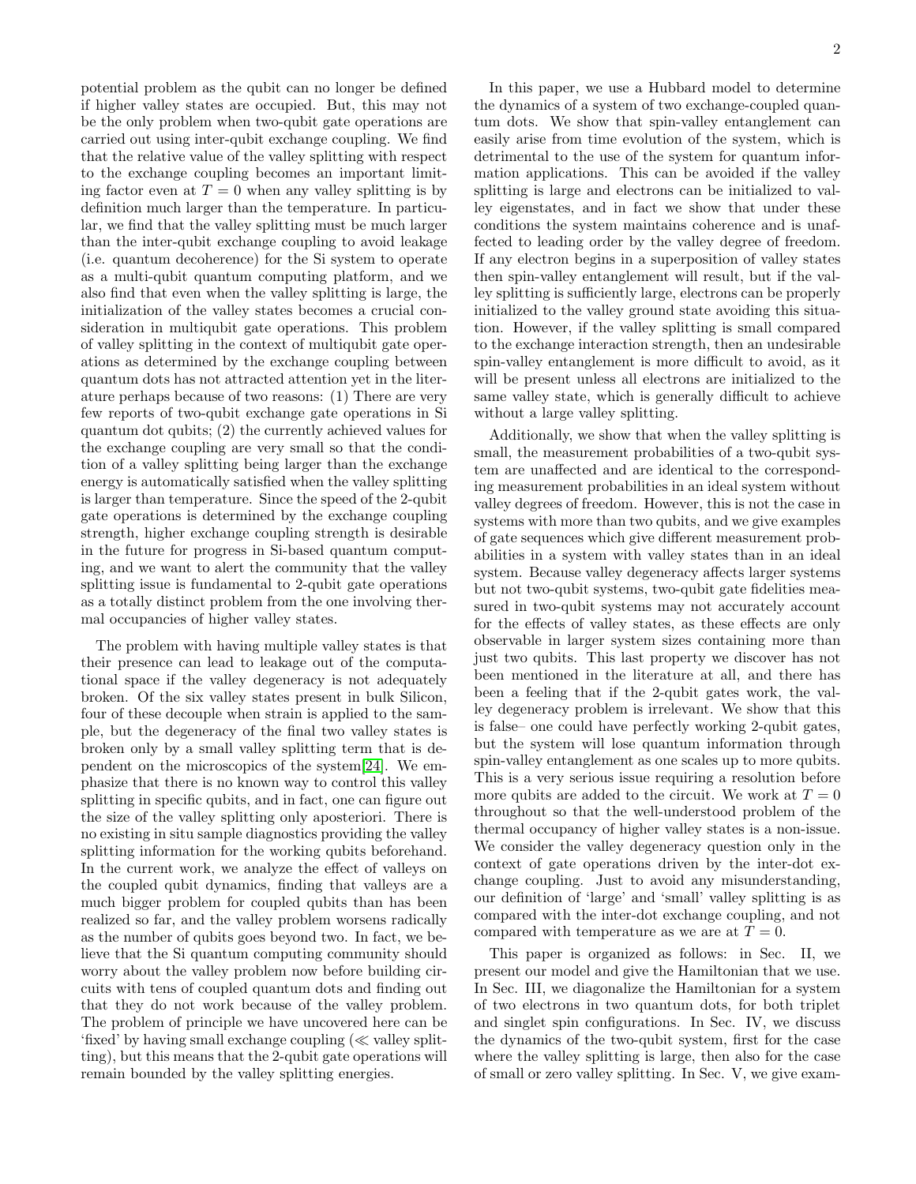potential problem as the qubit can no longer be defined if higher valley states are occupied. But, this may not be the only problem when two-qubit gate operations are carried out using inter-qubit exchange coupling. We find that the relative value of the valley splitting with respect to the exchange coupling becomes an important limiting factor even at $T = 0$ when any valley splitting is by definition much larger than the temperature. In particular, we find that the valley splitting must be much larger than the inter-qubit exchange coupling to avoid leakage (i.e. quantum decoherence) for the Si system to operate as a multi-qubit quantum computing platform, and we also find that even when the valley splitting is large, the initialization of the valley states becomes a crucial consideration in multiqubit gate operations. This problem of valley splitting in the context of multiqubit gate operations as determined by the exchange coupling between quantum dots has not attracted attention yet in the literature perhaps because of two reasons: (1) There are very few reports of two-qubit exchange gate operations in Si quantum dot qubits; (2) the currently achieved values for the exchange coupling are very small so that the condition of a valley splitting being larger than the exchange energy is automatically satisfied when the valley splitting is larger than temperature. Since the speed of the 2-qubit gate operations is determined by the exchange coupling strength, higher exchange coupling strength is desirable in the future for progress in Si-based quantum computing, and we want to alert the community that the valley splitting issue is fundamental to 2-qubit gate operations as a totally distinct problem from the one involving thermal occupancies of higher valley states.

The problem with having multiple valley states is that their presence can lead to leakage out of the computational space if the valley degeneracy is not adequately broken. Of the six valley states present in bulk Silicon, four of these decouple when strain is applied to the sample, but the degeneracy of the final two valley states is broken only by a small valley splitting term that is dependent on the microscopics of the system[24]. We emphasize that there is no known way to control this valley splitting in specific qubits, and in fact, one can figure out the size of the valley splitting only aposteriori. There is no existing in situ sample diagnostics providing the valley splitting information for the working qubits beforehand. In the current work, we analyze the effect of valleys on the coupled qubit dynamics, finding that valleys are a much bigger problem for coupled qubits than has been realized so far, and the valley problem worsens radically as the number of qubits goes beyond two. In fact, we believe that the Si quantum computing community should worry about the valley problem now before building circuits with tens of coupled quantum dots and finding out that they do not work because of the valley problem. The problem of principle we have uncovered here can be 'fixed' by having small exchange coupling ($\ll$ valley splitting), but this means that the 2-qubit gate operations will remain bounded by the valley splitting energies.

In this paper, we use a Hubbard model to determine the dynamics of a system of two exchange-coupled quantum dots. We show that spin-valley entanglement can easily arise from time evolution of the system, which is detrimental to the use of the system for quantum information applications. This can be avoided if the valley splitting is large and electrons can be initialized to valley eigenstates, and in fact we show that under these conditions the system maintains coherence and is unaffected to leading order by the valley degree of freedom. If any electron begins in a superposition of valley states then spin-valley entanglement will result, but if the valley splitting is sufficiently large, electrons can be properly initialized to the valley ground state avoiding this situation. However, if the valley splitting is small compared to the exchange interaction strength, then an undesirable spin-valley entanglement is more difficult to avoid, as it will be present unless all electrons are initialized to the same valley state, which is generally difficult to achieve without a large valley splitting.

Additionally, we show that when the valley splitting is small, the measurement probabilities of a two-qubit system are unaffected and are identical to the corresponding measurement probabilities in an ideal system without valley degrees of freedom. However, this is not the case in systems with more than two qubits, and we give examples of gate sequences which give different measurement probabilities in a system with valley states than in an ideal system. Because valley degeneracy affects larger systems but not two-qubit systems, two-qubit gate fidelities measured in two-qubit systems may not accurately account for the effects of valley states, as these effects are only observable in larger system sizes containing more than just two qubits. This last property we discover has not been mentioned in the literature at all, and there has been a feeling that if the 2-qubit gates work, the valley degeneracy problem is irrelevant. We show that this is false– one could have perfectly working 2-qubit gates, but the system will lose quantum information through spin-valley entanglement as one scales up to more qubits. This is a very serious issue requiring a resolution before more qubits are added to the circuit. We work at $T = 0$ throughout so that the well-understood problem of the thermal occupancy of higher valley states is a non-issue. We consider the valley degeneracy question only in the context of gate operations driven by the inter-dot exchange coupling. Just to avoid any misunderstanding, our definition of 'large' and 'small' valley splitting is as compared with the inter-dot exchange coupling, and not compared with temperature as we are at $T = 0$.

This paper is organized as follows: in Sec. II, we present our model and give the Hamiltonian that we use. In Sec. III, we diagonalize the Hamiltonian for a system of two electrons in two quantum dots, for both triplet and singlet spin configurations. In Sec. IV, we discuss the dynamics of the two-qubit system, first for the case where the valley splitting is large, then also for the case of small or zero valley splitting. In Sec. V, we give exam-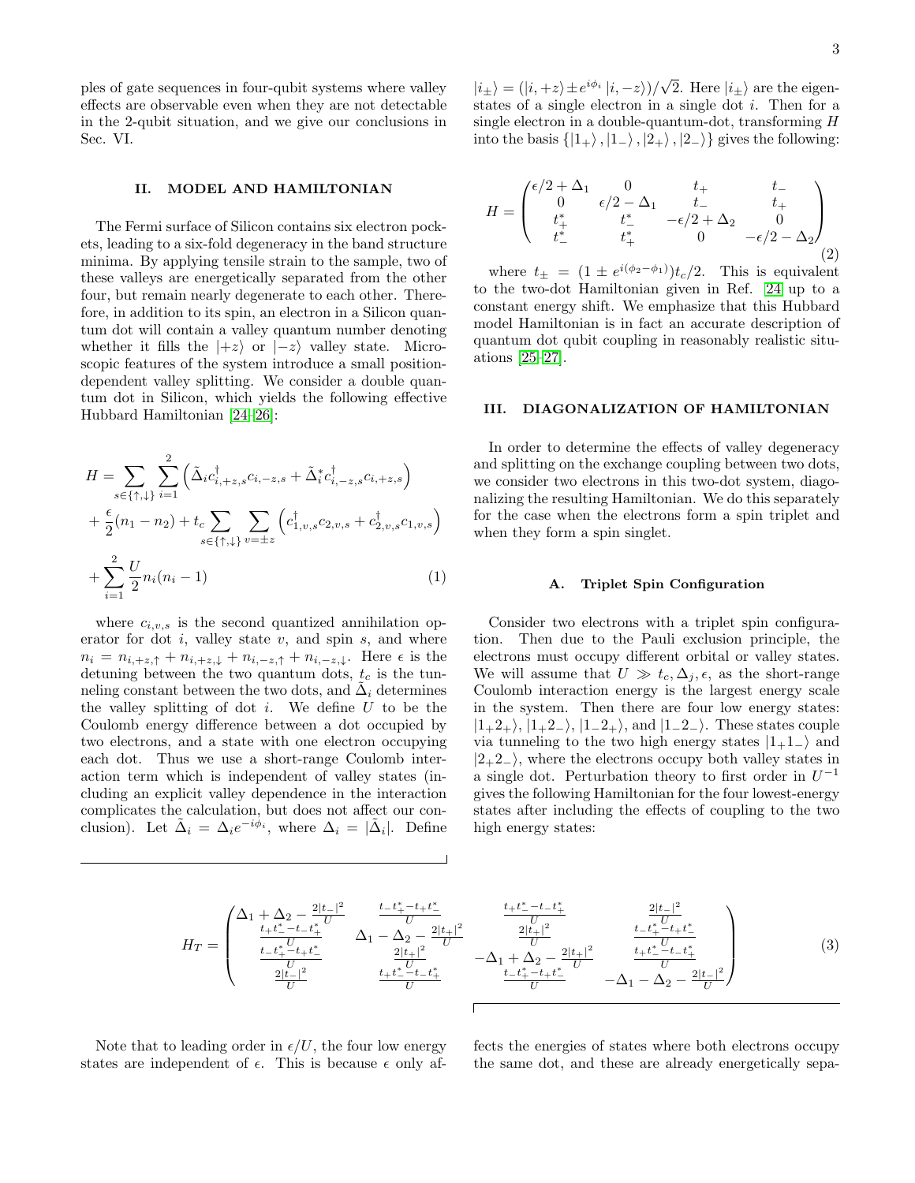ples of gate sequences in four-qubit systems where valley effects are observable even when they are not detectable in the 2-qubit situation, and we give our conclusions in Sec. VI.

## II. MODEL AND HAMILTONIAN

The Fermi surface of Silicon contains six electron pockets, leading to a six-fold degeneracy in the band structure minima. By applying tensile strain to the sample, two of these valleys are energetically separated from the other four, but remain nearly degenerate to each other. Therefore, in addition to its spin, an electron in a Silicon quantum dot will contain a valley quantum number denoting whether it fills the $|+z\rangle$ or $|-z\rangle$ valley state. Microscopic features of the system introduce a small position-dependent valley splitting. We consider a double quantum dot in Silicon, which yields the following effective Hubbard Hamiltonian [24–26]:

$$
\begin{aligned}
H =& \sum_{s\in\{\uparrow,\downarrow\}} \sum_{i=1}^{2} \left( \tilde{\Delta}_i c^\dagger_{i,+z,s} c_{i,-z,s} + \tilde{\Delta}^*_i c^\dagger_{i,-z,s} c_{i,+z,s} \right) \\
&+ \frac{\epsilon}{2}(n_1 - n_2) + t_c \sum_{s\in\{\uparrow,\downarrow\}} \sum_{v=\pm z} \left( c^\dagger_{1,v,s} c_{2,v,s} + c^\dagger_{2,v,s} c_{1,v,s} \right) \\
&+ \sum_{i=1}^{2} \frac{U}{2} n_i(n_i - 1)
\end{aligned}
\tag{1}
$$

where $c_{i,v,s}$ is the second quantized annihilation operator for dot $i$, valley state $v$, and spin $s$, and where $n_i = n_{i,+z,\uparrow} + n_{i,+z,\downarrow} + n_{i,-z,\uparrow} + n_{i,-z,\downarrow}$. Here $\epsilon$ is the detuning between the two quantum dots, $t_c$ is the tunneling constant between the two dots, and $\tilde{\Delta}_i$ determines the valley splitting of dot $i$. We define $U$ to be the Coulomb energy difference between a dot occupied by two electrons, and a state with one electron occupying each dot. Thus we use a short-range Coulomb interaction term which is independent of valley states (including an explicit valley dependence in the interaction complicates the calculation, but does not affect our conclusion). Let $\tilde{\Delta}_i = \Delta_i e^{-i\phi_i}$, where $\Delta_i = |\tilde{\Delta}_i|$. Define $|i_\pm\rangle = (|i,+z\rangle \pm e^{i\phi_i}|i,-z\rangle)/\sqrt{2}$. Here $|i_\pm\rangle$ are the eigenstates of a single electron in a single dot $i$. Then for a single electron in a double-quantum-dot, transforming $H$ into the basis $\{|1_+\rangle, |1_-\rangle, |2_+\rangle, |2_-\rangle\}$ gives the following:

$$
H = \begin{pmatrix}
\epsilon/2 + \Delta_1 & 0 & t_+ & t_- \\
0 & \epsilon/2 - \Delta_1 & t_- & t_+ \\
t^*_+ & t^*_- & -\epsilon/2 + \Delta_2 & 0 \\
t^*_- & t^*_+ & 0 & -\epsilon/2 - \Delta_2
\end{pmatrix}
\tag{2}
$$

where $t_\pm = (1 \pm e^{i(\phi_2 - \phi_1)})t_c/2$. This is equivalent to the two-dot Hamiltonian given in Ref. [24] up to a constant energy shift. We emphasize that this Hubbard model Hamiltonian is in fact an accurate description of quantum dot qubit coupling in reasonably realistic situations [25–27].

## III. DIAGONALIZATION OF HAMILTONIAN

In order to determine the effects of valley degeneracy and splitting on the exchange coupling between two dots, we consider two electrons in this two-dot system, diagonalizing the resulting Hamiltonian. We do this separately for the case when the electrons form a spin triplet and when they form a spin singlet.

### A. Triplet Spin Configuration

Consider two electrons with a triplet spin configuration. Then due to the Pauli exclusion principle, the electrons must occupy different orbital or valley states. We will assume that $U \gg t_c, \Delta_j, \epsilon$, as the short-range Coulomb interaction energy is the largest energy scale in the system. Then there are four low energy states: $|1_+2_+\rangle$, $|1_+2_-\rangle$, $|1_-2_+\rangle$, and $|1_-2_-\rangle$. These states couple via tunneling to the two high energy states $|1_+1_-\rangle$ and $|2_+2_-\rangle$, where the electrons occupy both valley states in a single dot. Perturbation theory to first order in $U^{-1}$ gives the following Hamiltonian for the four lowest-energy states after including the effects of coupling to the two high energy states:

$$
H_T = \begin{pmatrix}
\Delta_1 + \Delta_2 - \frac{2|t_-|^2}{U} & \frac{t_- t^*_+ - t_+ t^*_-}{U} & \frac{t_+ t^*_- - t_- t^*_+}{U} & \frac{2|t_-|^2}{U} \\
\frac{t_+ t^*_- - t_- t^*_+}{U} & \Delta_1 - \Delta_2 - \frac{2|t_+|^2}{U} & \frac{2|t_+|^2}{U} & \frac{t_- t^*_+ - t_+ t^*_-}{U} \\
\frac{t_- t^*_+ - t_+ t^*_-}{U} & \frac{2|t_+|^2}{U} & -\Delta_1 + \Delta_2 - \frac{2|t_+|^2}{U} & \frac{t_+ t^*_- - t_- t^*_+}{U} \\
\frac{2|t_-|^2}{U} & \frac{t_+ t^*_- - t_- t^*_+}{U} & \frac{t_- t^*_+ - t_+ t^*_-}{U} & -\Delta_1 - \Delta_2 - \frac{2|t_-|^2}{U}
\end{pmatrix}
\tag{3}
$$

Note that to leading order in $\epsilon/U$, the four low energy states are independent of $\epsilon$. This is because $\epsilon$ only affects the energies of states where both electrons occupy the same dot, and these are already energetically sepa-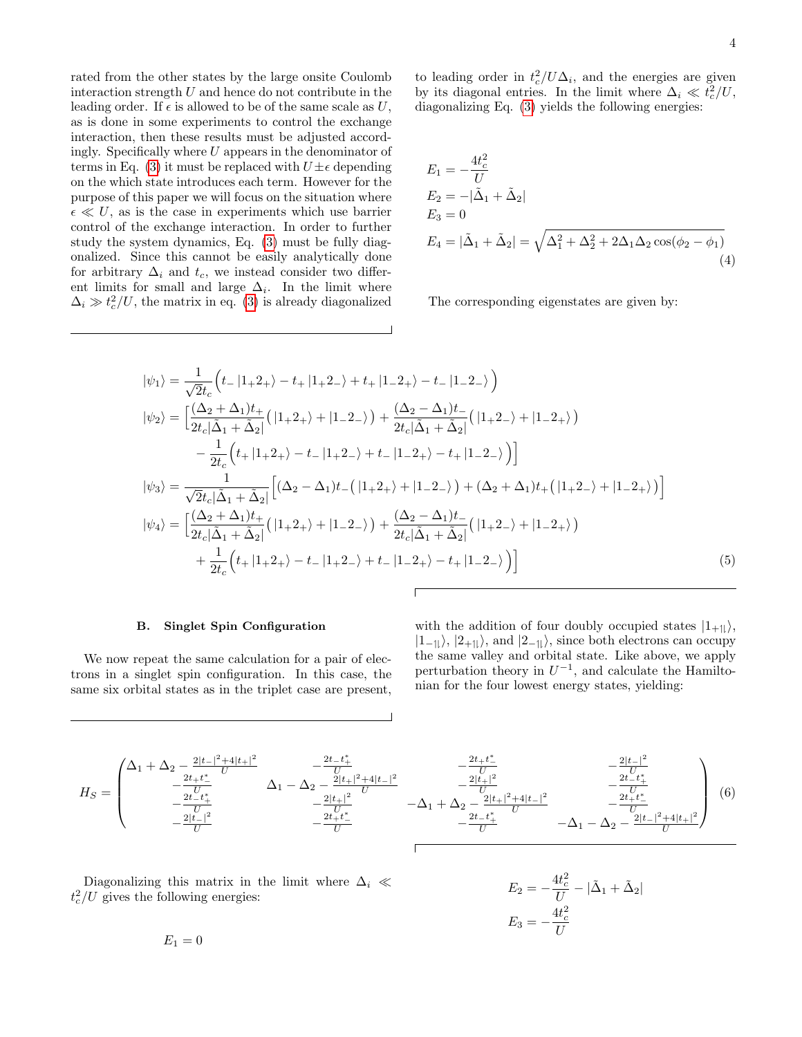rated from the other states by the large onsite Coulomb interaction strength $U$ and hence do not contribute in the leading order. If $\epsilon$ is allowed to be of the same scale as $U$, as is done in some experiments to control the exchange interaction, then these results must be adjusted accordingly. Specifically where $U$ appears in the denominator of terms in Eq. (3) it must be replaced with $U \pm \epsilon$ depending on the which state introduces each term. However for the purpose of this paper we will focus on the situation where $\epsilon \ll U$, as is the case in experiments which use barrier control of the exchange interaction. In order to further study the system dynamics, Eq. (3) must be fully diagonalized. Since this cannot be easily analytically done for arbitrary $\Delta_i$ and $t_c$, we instead consider two different limits for small and large $\Delta_i$. In the limit where $\Delta_i \gg t_c^2/U$, the matrix in eq. (3) is already diagonalized to leading order in $t_c^2/U\Delta_i$, and the energies are given by its diagonal entries. In the limit where $\Delta_i \ll t_c^2/U$, diagonalizing Eq. (3) yields the following energies:

$$
\begin{aligned}
E_1 &= -\frac{4t_c^2}{U} \\
E_2 &= -|\tilde{\Delta}_1 + \tilde{\Delta}_2| \\
E_3 &= 0 \\
E_4 &= |\tilde{\Delta}_1 + \tilde{\Delta}_2| = \sqrt{\Delta_1^2 + \Delta_2^2 + 2\Delta_1\Delta_2\cos(\phi_2 - \phi_1)}
\end{aligned}
\tag{4}
$$

The corresponding eigenstates are given by:

$$
\begin{aligned}
|\psi_1\rangle &= \frac{1}{\sqrt{2}t_c}\Big(t_-\,|1_+2_+\rangle - t_+\,|1_+2_-\rangle + t_+\,|1_-2_+\rangle - t_-\,|1_-2_-\rangle\Big) \\
|\psi_2\rangle &= \Big[\frac{(\Delta_2+\Delta_1)t_+}{2t_c|\tilde{\Delta}_1+\tilde{\Delta}_2|}\big(\,|1_+2_+\rangle + |1_-2_-\rangle\,\big) + \frac{(\Delta_2-\Delta_1)t_-}{2t_c|\tilde{\Delta}_1+\tilde{\Delta}_2|}\big(\,|1_+2_-\rangle + |1_-2_+\rangle\,\big) \\
&\qquad - \frac{1}{2t_c}\Big(t_+\,|1_+2_+\rangle - t_-\,|1_+2_-\rangle + t_-\,|1_-2_+\rangle - t_+\,|1_-2_-\rangle\Big)\Big] \\
|\psi_3\rangle &= \frac{1}{\sqrt{2}t_c|\tilde{\Delta}_1+\tilde{\Delta}_2|}\Big[(\Delta_2-\Delta_1)t_-\big(\,|1_+2_+\rangle + |1_-2_-\rangle\,\big) + (\Delta_2+\Delta_1)t_+\big(\,|1_+2_-\rangle + |1_-2_+\rangle\,\big)\Big] \\
|\psi_4\rangle &= \Big[\frac{(\Delta_2+\Delta_1)t_+}{2t_c|\tilde{\Delta}_1+\tilde{\Delta}_2|}\big(\,|1_+2_+\rangle + |1_-2_-\rangle\,\big) + \frac{(\Delta_2-\Delta_1)t_-}{2t_c|\tilde{\Delta}_1+\tilde{\Delta}_2|}\big(\,|1_+2_-\rangle + |1_-2_+\rangle\,\big) \\
&\qquad + \frac{1}{2t_c}\Big(t_+\,|1_+2_+\rangle - t_-\,|1_+2_-\rangle + t_-\,|1_-2_+\rangle - t_+\,|1_-2_-\rangle\Big)\Big]
\end{aligned}
\tag{5}
$$

### B. Singlet Spin Configuration

We now repeat the same calculation for a pair of electrons in a singlet spin configuration. In this case, the same six orbital states as in the triplet case are present, with the addition of four doubly occupied states $|1_{+\uparrow\downarrow}\rangle$, $|1_{-\uparrow\downarrow}\rangle$, $|2_{+\uparrow\downarrow}\rangle$, and $|2_{-\uparrow\downarrow}\rangle$, since both electrons can occupy the same valley and orbital state. Like above, we apply perturbation theory in $U^{-1}$, and calculate the Hamiltonian for the four lowest energy states, yielding:

$$
H_S = \begin{pmatrix}
\Delta_1+\Delta_2-\frac{2|t_-|^2+4|t_+|^2}{U} & -\frac{2t_-t_+^*}{U} & -\frac{2t_+t_-^*}{U} & -\frac{2|t_-|^2}{U} \\
-\frac{2t_+t_-^*}{U} & \Delta_1-\Delta_2-\frac{2|t_+|^2+4|t_-|^2}{U} & -\frac{2|t_+|^2}{U} & -\frac{2t_-t_+^*}{U} \\
-\frac{2t_-t_+^*}{U} & -\frac{2|t_+|^2}{U} & -\Delta_1+\Delta_2-\frac{2|t_+|^2+4|t_-|^2}{U} & -\frac{2t_+t_-^*}{U} \\
-\frac{2|t_-|^2}{U} & -\frac{2t_+t_-^*}{U} & -\frac{2t_-t_+^*}{U} & -\Delta_1-\Delta_2-\frac{2|t_-|^2+4|t_+|^2}{U}
\end{pmatrix}
\tag{6}
$$

Diagonalizing this matrix in the limit where $\Delta_i \ll t_c^2/U$ gives the following energies:

$$
\begin{aligned}
E_1 &= 0 \\
E_2 &= -\frac{4t_c^2}{U} - |\tilde{\Delta}_1 + \tilde{\Delta}_2| \\
E_3 &= -\frac{4t_c^2}{U}
\end{aligned}
$$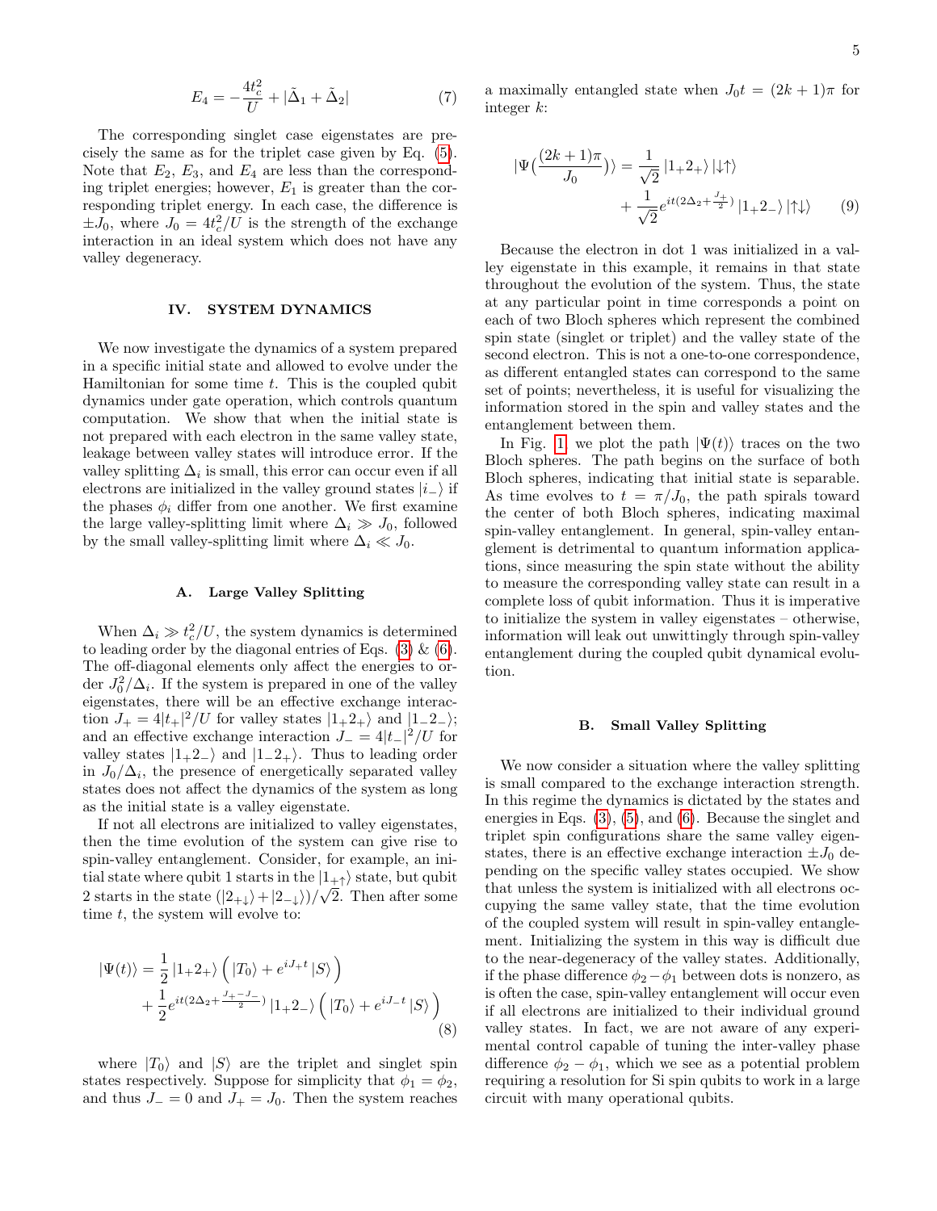$$E_4 = -\frac{4t_c^2}{U} + |\tilde{\Delta}_1 + \tilde{\Delta}_2| \tag{7}$$

The corresponding singlet case eigenstates are precisely the same as for the triplet case given by Eq. (5). Note that $E_2$, $E_3$, and $E_4$ are less than the corresponding triplet energies; however, $E_1$ is greater than the corresponding triplet energy. In each case, the difference is $\pm J_0$, where $J_0 = 4t_c^2/U$ is the strength of the exchange interaction in an ideal system which does not have any valley degeneracy.

## IV. SYSTEM DYNAMICS

We now investigate the dynamics of a system prepared in a specific initial state and allowed to evolve under the Hamiltonian for some time $t$. This is the coupled qubit dynamics under gate operation, which controls quantum computation. We show that when the initial state is not prepared with each electron in the same valley state, leakage between valley states will introduce error. If the valley splitting $\Delta_i$ is small, this error can occur even if all electrons are initialized in the valley ground states $|i_-\rangle$ if the phases $\phi_i$ differ from one another. We first examine the large valley-splitting limit where $\Delta_i \gg J_0$, followed by the small valley-splitting limit where $\Delta_i \ll J_0$.

### A. Large Valley Splitting

When $\Delta_i \gg t_c^2/U$, the system dynamics is determined to leading order by the diagonal entries of Eqs. (3) & (6). The off-diagonal elements only affect the energies to order $J_0^2/\Delta_i$. If the system is prepared in one of the valley eigenstates, there will be an effective exchange interaction $J_+ = 4|t_+|^2/U$ for valley states $|1_+2_+\rangle$ and $|1_-2_-\rangle$; and an effective exchange interaction $J_- = 4|t_-|^2/U$ for valley states $|1_+2_-\rangle$ and $|1_-2_+\rangle$. Thus to leading order in $J_0/\Delta_i$, the presence of energetically separated valley states does not affect the dynamics of the system as long as the initial state is a valley eigenstate.

If not all electrons are initialized to valley eigenstates, then the time evolution of the system can give rise to spin-valley entanglement. Consider, for example, an initial state where qubit 1 starts in the $|1_{+\uparrow}\rangle$ state, but qubit 2 starts in the state $(|2_{+\downarrow}\rangle + |2_{-\downarrow}\rangle)/\sqrt{2}$. Then after some time $t$, the system will evolve to:

$$\begin{aligned}|\Psi(t)\rangle &= \frac{1}{2}|1_+2_+\rangle\Big(|T_0\rangle + e^{iJ_+t}|S\rangle\Big) \\ &+ \frac{1}{2}e^{it(2\Delta_2 + \frac{J_+-J_-}{2})}|1_+2_-\rangle\Big(|T_0\rangle + e^{iJ_-t}|S\rangle\Big)\end{aligned} \tag{8}$$

where $|T_0\rangle$ and $|S\rangle$ are the triplet and singlet spin states respectively. Suppose for simplicity that $\phi_1 = \phi_2$, and thus $J_- = 0$ and $J_+ = J_0$. Then the system reaches a maximally entangled state when $J_0 t = (2k+1)\pi$ for integer $k$:

$$\begin{aligned}|\Psi(\frac{(2k+1)\pi}{J_0})\rangle &= \frac{1}{\sqrt{2}}|1_+2_+\rangle|\downarrow\uparrow\rangle \\ &+ \frac{1}{\sqrt{2}}e^{it(2\Delta_2+\frac{J_+}{2})}|1_+2_-\rangle|\uparrow\downarrow\rangle\end{aligned} \tag{9}$$

Because the electron in dot 1 was initialized in a valley eigenstate in this example, it remains in that state throughout the evolution of the system. Thus, the state at any particular point in time corresponds a point on each of two Bloch spheres which represent the combined spin state (singlet or triplet) and the valley state of the second electron. This is not a one-to-one correspondence, as different entangled states can correspond to the same set of points; nevertheless, it is useful for visualizing the information stored in the spin and valley states and the entanglement between them.

In Fig. 1, we plot the path $|\Psi(t)\rangle$ traces on the two Bloch spheres. The path begins on the surface of both Bloch spheres, indicating that initial state is separable. As time evolves to $t = \pi/J_0$, the path spirals toward the center of both Bloch spheres, indicating maximal spin-valley entanglement. In general, spin-valley entanglement is detrimental to quantum information applications, since measuring the spin state without the ability to measure the corresponding valley state can result in a complete loss of qubit information. Thus it is imperative to initialize the system in valley eigenstates – otherwise, information will leak out unwittingly through spin-valley entanglement during the coupled qubit dynamical evolution.

### B. Small Valley Splitting

We now consider a situation where the valley splitting is small compared to the exchange interaction strength. In this regime the dynamics is dictated by the states and energies in Eqs. (3), (5), and (6). Because the singlet and triplet spin configurations share the same valley eigenstates, there is an effective exchange interaction $\pm J_0$ depending on the specific valley states occupied. We show that unless the system is initialized with all electrons occupying the same valley state, that the time evolution of the coupled system will result in spin-valley entanglement. Initializing the system in this way is difficult due to the near-degeneracy of the valley states. Additionally, if the phase difference $\phi_2 - \phi_1$ between dots is nonzero, as is often the case, spin-valley entanglement will occur even if all electrons are initialized to their individual ground valley states. In fact, we are not aware of any experimental control capable of tuning the inter-valley phase difference $\phi_2 - \phi_1$, which we see as a potential problem requiring a resolution for Si spin qubits to work in a large circuit with many operational qubits.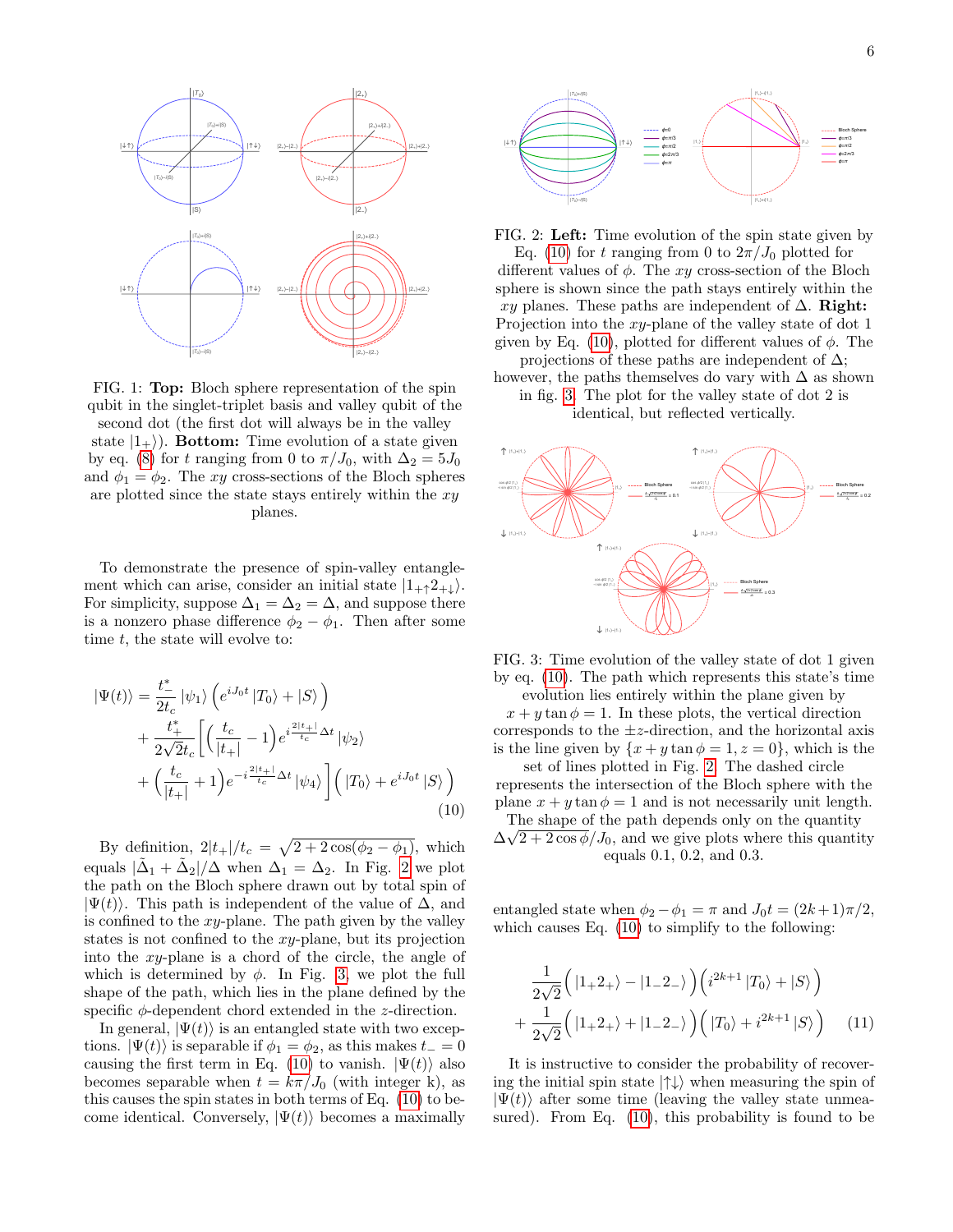FIG. 1: **Top:** Bloch sphere representation of the spin qubit in the singlet-triplet basis and valley qubit of the second dot (the first dot will always be in the valley state $|1_+\rangle$). **Bottom:** Time evolution of a state given by eq. (8) for $t$ ranging from 0 to $\pi/J_0$, with $\Delta_2 = 5J_0$ and $\phi_1 = \phi_2$. The $xy$ cross-sections of the Bloch spheres are plotted since the state stays entirely within the $xy$ planes.

To demonstrate the presence of spin-valley entanglement which can arise, consider an initial state $|1_{+\uparrow}2_{+\downarrow}\rangle$. For simplicity, suppose $\Delta_1 = \Delta_2 = \Delta$, and suppose there is a nonzero phase difference $\phi_2 - \phi_1$. Then after some time $t$, the state will evolve to:

$$
\begin{aligned}
|\Psi(t)\rangle &= \frac{t_-^*}{2t_c}|\psi_1\rangle\Big(e^{iJ_0t}|T_0\rangle + |S\rangle\Big) \\
&+ \frac{t_+^*}{2\sqrt{2}t_c}\Big[\Big(\frac{t_c}{|t_+|}-1\Big)e^{i\frac{2|t_+|}{t_c}\Delta t}|\psi_2\rangle \\
&+ \Big(\frac{t_c}{|t_+|}+1\Big)e^{-i\frac{2|t_+|}{t_c}\Delta t}|\psi_4\rangle\Big]\Big(|T_0\rangle + e^{iJ_0t}|S\rangle\Big)
\end{aligned}
\tag{10}
$$

By definition, $2|t_+|/t_c = \sqrt{2+2\cos(\phi_2-\phi_1)}$, which equals $|\tilde{\Delta}_1 + \tilde{\Delta}_2|/\Delta$ when $\Delta_1 = \Delta_2$. In Fig. 2 we plot the path on the Bloch sphere drawn out by total spin of $|\Psi(t)\rangle$. This path is independent of the value of $\Delta$, and is confined to the $xy$-plane. The path given by the valley states is not confined to the $xy$-plane, but its projection into the $xy$-plane is a chord of the circle, the angle of which is determined by $\phi$. In Fig. 3, we plot the full shape of the path, which lies in the plane defined by the specific $\phi$-dependent chord extended in the $z$-direction.

In general, $|\Psi(t)\rangle$ is an entangled state with two exceptions. $|\Psi(t)\rangle$ is separable if $\phi_1 = \phi_2$, as this makes $t_- = 0$ causing the first term in Eq. (10) to vanish. $|\Psi(t)\rangle$ also becomes separable when $t = k\pi/J_0$ (with integer k), as this causes the spin states in both terms of Eq. (10) to become identical. Conversely, $|\Psi(t)\rangle$ becomes a maximally entangled state when $\phi_2 - \phi_1 = \pi$ and $J_0t = (2k+1)\pi/2$, which causes Eq. (10) to simplify to the following:

FIG. 2: **Left:** Time evolution of the spin state given by Eq. (10) for $t$ ranging from 0 to $2\pi/J_0$ plotted for different values of $\phi$. The $xy$ cross-section of the Bloch sphere is shown since the path stays entirely within the $xy$ planes. These paths are independent of $\Delta$. **Right:** Projection into the $xy$-plane of the valley state of dot 1 given by Eq. (10), plotted for different values of $\phi$. The projections of these paths are independent of $\Delta$; however, the paths themselves do vary with $\Delta$ as shown in fig. 3. The plot for the valley state of dot 2 is identical, but reflected vertically.

FIG. 3: Time evolution of the valley state of dot 1 given by eq. (10). The path which represents this state's time evolution lies entirely within the plane given by $x + y\tan\phi = 1$. In these plots, the vertical direction corresponds to the $\pm z$-direction, and the horizontal axis is the line given by $\{x + y\tan\phi = 1, z = 0\}$, which is the set of lines plotted in Fig. 2. The dashed circle represents the intersection of the Bloch sphere with the plane $x + y\tan\phi = 1$ and is not necessarily unit length. The shape of the path depends only on the quantity $\Delta\sqrt{2+2\cos\phi}/J_0$, and we give plots where this quantity equals 0.1, 0.2, and 0.3.

$$
\begin{aligned}
&\frac{1}{2\sqrt{2}}\Big(|1_+2_+\rangle - |1_-2_-\rangle\Big)\Big(i^{2k+1}|T_0\rangle + |S\rangle\Big) \\
&+ \frac{1}{2\sqrt{2}}\Big(|1_+2_+\rangle + |1_-2_-\rangle\Big)\Big(|T_0\rangle + i^{2k+1}|S\rangle\Big)
\end{aligned}
\tag{11}
$$

It is instructive to consider the probability of recovering the initial spin state $|\uparrow\downarrow\rangle$ when measuring the spin of $|\Psi(t)\rangle$ after some time (leaving the valley state unmeasured). From Eq. (10), this probability is found to be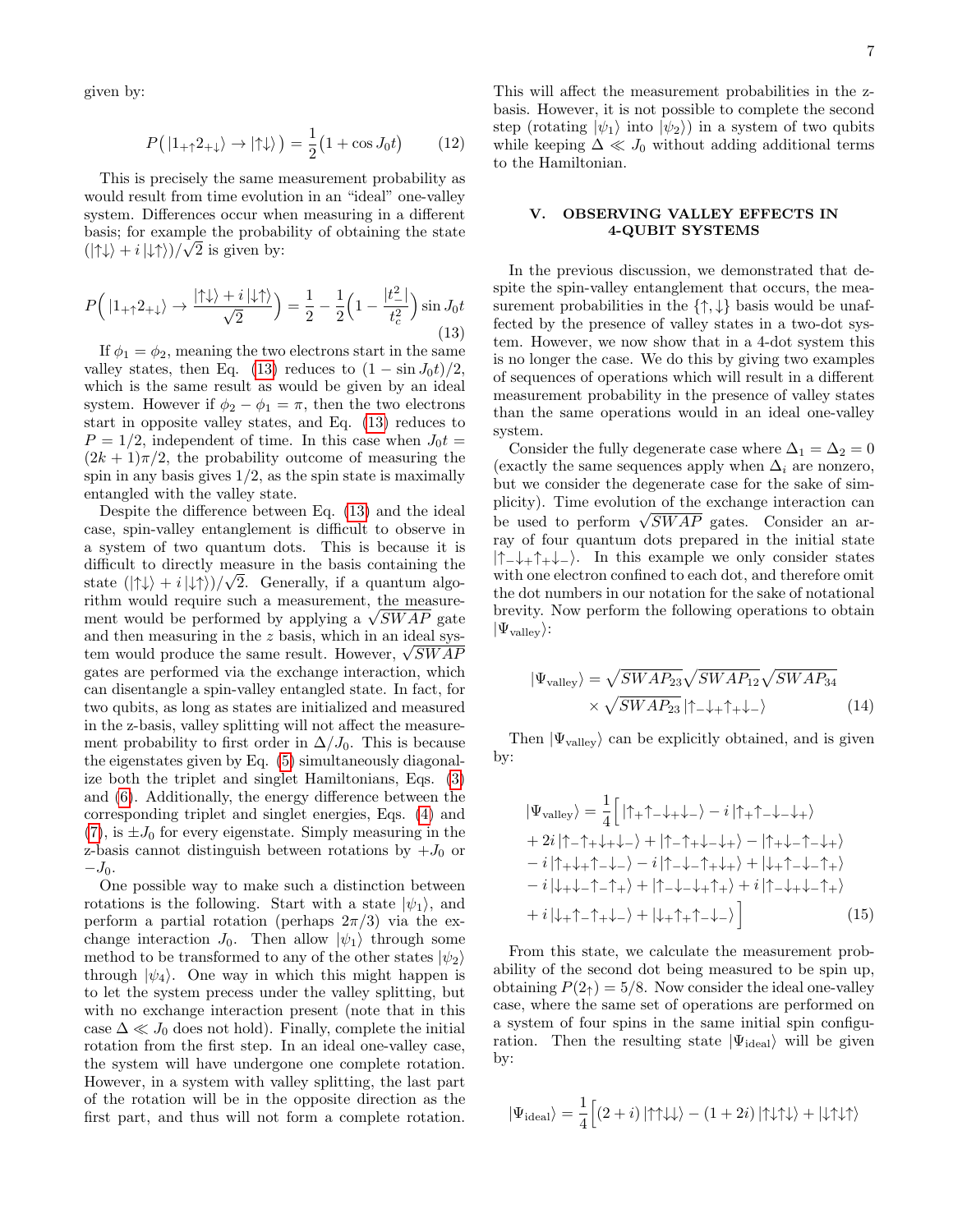given by:

$$P\big(|1_{+\uparrow}2_{+\downarrow}\rangle \to |\uparrow\downarrow\rangle\big) = \frac{1}{2}\big(1+\cos J_0 t\big) \tag{12}$$

This is precisely the same measurement probability as would result from time evolution in an "ideal" one-valley system. Differences occur when measuring in a different basis; for example the probability of obtaining the state $(|\uparrow\downarrow\rangle + i\,|\downarrow\uparrow\rangle)/\sqrt{2}$ is given by:

$$P\Big(|1_{+\uparrow}2_{+\downarrow}\rangle \to \frac{|\uparrow\downarrow\rangle + i\,|\downarrow\uparrow\rangle}{\sqrt{2}}\Big) = \frac{1}{2} - \frac{1}{2}\Big(1 - \frac{|t_-^2|}{t_c^2}\Big)\sin J_0 t \tag{13}$$

If $\phi_1 = \phi_2$, meaning the two electrons start in the same valley states, then Eq. (13) reduces to $(1-\sin J_0 t)/2$, which is the same result as would be given by an ideal system. However if $\phi_2 - \phi_1 = \pi$, then the two electrons start in opposite valley states, and Eq. (13) reduces to $P = 1/2$, independent of time. In this case when $J_0 t = (2k+1)\pi/2$, the probability outcome of measuring the spin in any basis gives $1/2$, as the spin state is maximally entangled with the valley state.

Despite the difference between Eq. (13) and the ideal case, spin-valley entanglement is difficult to observe in a system of two quantum dots. This is because it is difficult to directly measure in the basis containing the state $(|\uparrow\downarrow\rangle + i\,|\downarrow\uparrow\rangle)/\sqrt{2}$. Generally, if a quantum algorithm would require such a measurement, the measurement would be performed by applying a $\sqrt{SWAP}$ gate and then measuring in the $z$ basis, which in an ideal system would produce the same result. However, $\sqrt{SWAP}$ gates are performed via the exchange interaction, which can disentangle a spin-valley entangled state. In fact, for two qubits, as long as states are initialized and measured in the z-basis, valley splitting will not affect the measurement probability to first order in $\Delta/J_0$. This is because the eigenstates given by Eq. (5) simultaneously diagonalize both the triplet and singlet Hamiltonians, Eqs. (3) and (6). Additionally, the energy difference between the corresponding triplet and singlet energies, Eqs. (4) and (7), is $\pm J_0$ for every eigenstate. Simply measuring in the z-basis cannot distinguish between rotations by $+J_0$ or $-J_0$.

One possible way to make such a distinction between rotations is the following. Start with a state $|\psi_1\rangle$, and perform a partial rotation (perhaps $2\pi/3$) via the exchange interaction $J_0$. Then allow $|\psi_1\rangle$ through some method to be transformed to any of the other states $|\psi_2\rangle$ through $|\psi_4\rangle$. One way in which this might happen is to let the system precess under the valley splitting, but with no exchange interaction present (note that in this case $\Delta \ll J_0$ does not hold). Finally, complete the initial rotation from the first step. In an ideal one-valley case, the system will have undergone one complete rotation. However, in a system with valley splitting, the last part of the rotation will be in the opposite direction as the first part, and thus will not form a complete rotation. This will affect the measurement probabilities in the z-basis. However, it is not possible to complete the second step (rotating $|\psi_1\rangle$ into $|\psi_2\rangle$) in a system of two qubits while keeping $\Delta \ll J_0$ without adding additional terms to the Hamiltonian.

## V. OBSERVING VALLEY EFFECTS IN 4-QUBIT SYSTEMS

In the previous discussion, we demonstrated that despite the spin-valley entanglement that occurs, the measurement probabilities in the $\{\uparrow,\downarrow\}$ basis would be unaffected by the presence of valley states in a two-dot system. However, we now show that in a 4-dot system this is no longer the case. We do this by giving two examples of sequences of operations which will result in a different measurement probability in the presence of valley states than the same operations would in an ideal one-valley system.

Consider the fully degenerate case where $\Delta_1 = \Delta_2 = 0$ (exactly the same sequences apply when $\Delta_i$ are nonzero, but we consider the degenerate case for the sake of simplicity). Time evolution of the exchange interaction can be used to perform $\sqrt{SWAP}$ gates. Consider an array of four quantum dots prepared in the initial state $|\uparrow_-\downarrow_+\uparrow_+\downarrow_-\rangle$. In this example we only consider states with one electron confined to each dot, and therefore omit the dot numbers in our notation for the sake of notational brevity. Now perform the following operations to obtain $|\Psi_{\text{valley}}\rangle$:

$$|\Psi_{\text{valley}}\rangle = \sqrt{SWAP_{23}}\sqrt{SWAP_{12}}\sqrt{SWAP_{34}} \times \sqrt{SWAP_{23}}\,|\uparrow_-\downarrow_+\uparrow_+\downarrow_-\rangle \tag{14}$$

Then $|\Psi_{\text{valley}}\rangle$ can be explicitly obtained, and is given by:

$$\begin{aligned}
|\Psi_{\text{valley}}\rangle = \frac{1}{4}\Big[ & |\uparrow_+\uparrow_-\downarrow_+\downarrow_-\rangle - i\,|\uparrow_+\uparrow_-\downarrow_-\downarrow_+\rangle \\
& + 2i\,|\uparrow_-\uparrow_+\downarrow_+\downarrow_-\rangle + |\uparrow_-\uparrow_+\downarrow_-\downarrow_+\rangle - |\uparrow_+\downarrow_-\uparrow_-\downarrow_+\rangle \\
& - i\,|\uparrow_+\downarrow_+\uparrow_-\downarrow_-\rangle - i\,|\uparrow_-\downarrow_-\uparrow_+\downarrow_+\rangle + |\downarrow_+\uparrow_-\downarrow_-\uparrow_+\rangle \\
& - i\,|\downarrow_+\downarrow_-\uparrow_-\uparrow_+\rangle + |\uparrow_-\downarrow_-\downarrow_+\uparrow_+\rangle + i\,|\uparrow_-\downarrow_+\downarrow_-\uparrow_+\rangle \\
& + i\,|\downarrow_+\uparrow_-\uparrow_+\downarrow_-\rangle + |\downarrow_+\uparrow_+\uparrow_-\downarrow_-\rangle \Big]
\end{aligned} \tag{15}$$

From this state, we calculate the measurement probability of the second dot being measured to be spin up, obtaining $P(2_\uparrow) = 5/8$. Now consider the ideal one-valley case, where the same set of operations are performed on a system of four spins in the same initial spin configuration. Then the resulting state $|\Psi_{\text{ideal}}\rangle$ will be given by:

$$|\Psi_{\text{ideal}}\rangle = \frac{1}{4}\Big[(2+i)\,|\uparrow\uparrow\downarrow\downarrow\rangle - (1+2i)\,|\uparrow\downarrow\uparrow\downarrow\rangle + |\downarrow\uparrow\downarrow\uparrow\rangle$$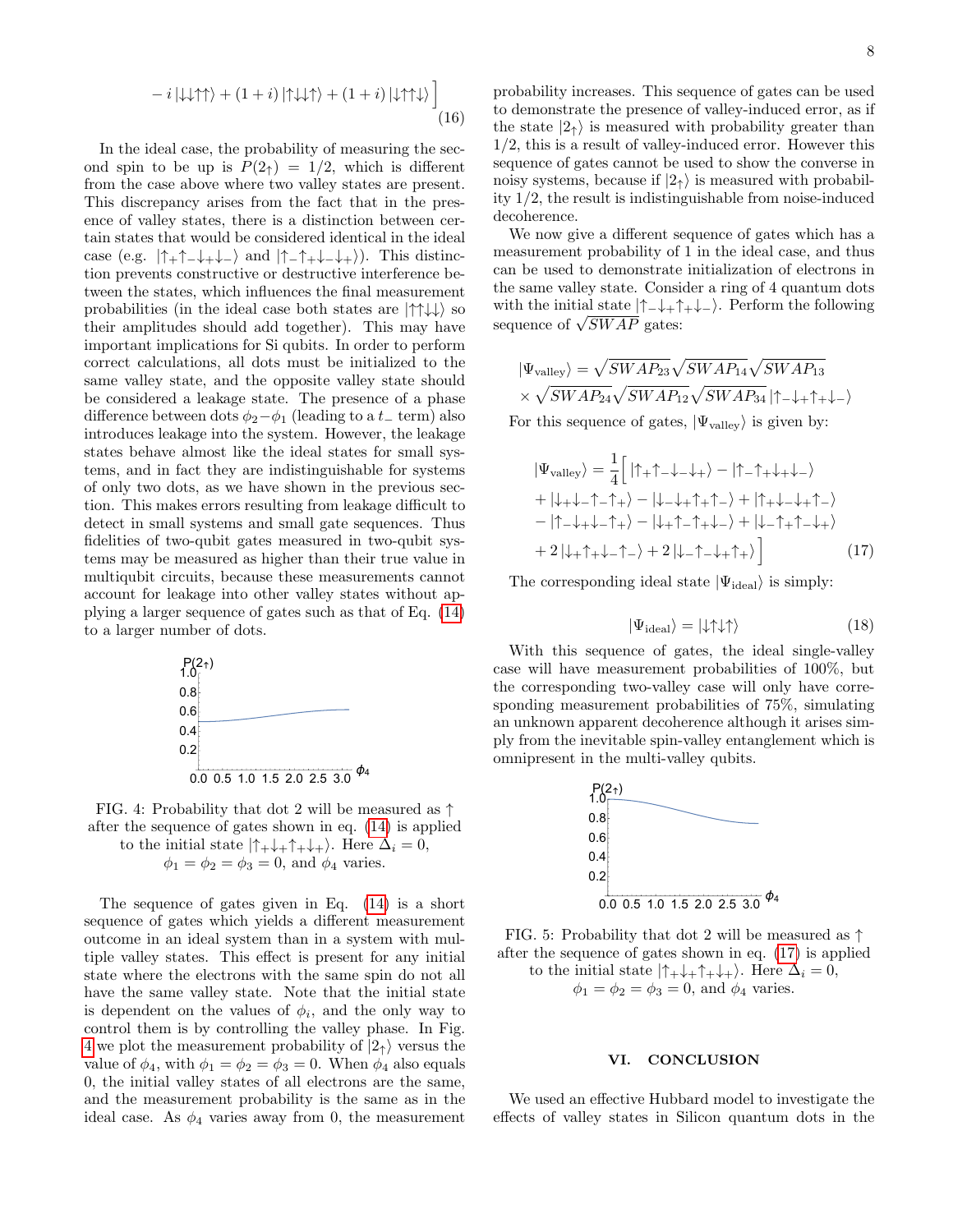$$- i \left|\downarrow\downarrow\uparrow\uparrow\right\rangle + (1+i) \left|\uparrow\downarrow\downarrow\uparrow\right\rangle + (1+i) \left|\downarrow\uparrow\uparrow\downarrow\right\rangle \Big] \tag{16}$$

In the ideal case, the probability of measuring the second spin to be up is $P(2_\uparrow) = 1/2$, which is different from the case above where two valley states are present. This discrepancy arises from the fact that in the presence of valley states, there is a distinction between certain states that would be considered identical in the ideal case (e.g. $|\uparrow_+\uparrow_-\downarrow_+\downarrow_-\rangle$ and $|\uparrow_-\uparrow_+\downarrow_-\downarrow_+\rangle$). This distinction prevents constructive or destructive interference between the states, which influences the final measurement probabilities (in the ideal case both states are $|\uparrow\uparrow\downarrow\downarrow\rangle$ so their amplitudes should add together). This may have important implications for Si qubits. In order to perform correct calculations, all dots must be initialized to the same valley state, and the opposite valley state should be considered a leakage state. The presence of a phase difference between dots $\phi_2 - \phi_1$ (leading to a $t_-$ term) also introduces leakage into the system. However, the leakage states behave almost like the ideal states for small systems, and in fact they are indistinguishable for systems of only two dots, as we have shown in the previous section. This makes errors resulting from leakage difficult to detect in small systems and small gate sequences. Thus fidelities of two-qubit gates measured in two-qubit systems may be measured as higher than their true value in multiqubit circuits, because these measurements cannot account for leakage into other valley states without applying a larger sequence of gates such as that of Eq. (14) to a larger number of dots.

FIG. 4: Probability that dot 2 will be measured as $\uparrow$ after the sequence of gates shown in eq. (14) is applied to the initial state $|\uparrow_+\downarrow_+\uparrow_+\downarrow_+\rangle$. Here $\Delta_i = 0$, $\phi_1 = \phi_2 = \phi_3 = 0$, and $\phi_4$ varies.

The sequence of gates given in Eq. (14) is a short sequence of gates which yields a different measurement outcome in an ideal system than in a system with multiple valley states. This effect is present for any initial state where the electrons with the same spin do not all have the same valley state. Note that the initial state is dependent on the values of $\phi_i$, and the only way to control them is by controlling the valley phase. In Fig. 4 we plot the measurement probability of $|2_\uparrow\rangle$ versus the value of $\phi_4$, with $\phi_1 = \phi_2 = \phi_3 = 0$. When $\phi_4$ also equals 0, the initial valley states of all electrons are the same, and the measurement probability is the same as in the ideal case. As $\phi_4$ varies away from 0, the measurement probability increases. This sequence of gates can be used to demonstrate the presence of valley-induced error, as if the state $|2_\uparrow\rangle$ is measured with probability greater than 1/2, this is a result of valley-induced error. However this sequence of gates cannot be used to show the converse in noisy systems, because if $|2_\uparrow\rangle$ is measured with probability 1/2, the result is indistinguishable from noise-induced decoherence.

We now give a different sequence of gates which has a measurement probability of 1 in the ideal case, and thus can be used to demonstrate initialization of electrons in the same valley state. Consider a ring of 4 quantum dots with the initial state $|\uparrow_-\downarrow_+\uparrow_+\downarrow_-\rangle$. Perform the following sequence of $\sqrt{SWAP}$ gates:

$$|\Psi_{\text{valley}}\rangle = \sqrt{SWAP_{23}}\sqrt{SWAP_{14}}\sqrt{SWAP_{13}} \times \sqrt{SWAP_{24}}\sqrt{SWAP_{12}}\sqrt{SWAP_{34}}\,|\uparrow_-\downarrow_+\uparrow_+\downarrow_-\rangle$$

For this sequence of gates, $|\Psi_{\text{valley}}\rangle$ is given by:

$$\begin{aligned}
|\Psi_{\text{valley}}\rangle = \frac{1}{4}\Big[ & |\uparrow_+\uparrow_-\downarrow_-\downarrow_+\rangle - |\uparrow_-\uparrow_+\downarrow_+\downarrow_-\rangle \\
& + |\downarrow_+\downarrow_-\uparrow_-\uparrow_+\rangle - |\downarrow_-\downarrow_+\uparrow_+\uparrow_-\rangle + |\uparrow_+\downarrow_-\downarrow_+\uparrow_-\rangle \\
& - |\uparrow_-\downarrow_+\downarrow_-\uparrow_+\rangle - |\downarrow_+\uparrow_-\uparrow_+\downarrow_-\rangle + |\downarrow_-\uparrow_+\uparrow_-\downarrow_+\rangle \\
& + 2\,|\downarrow_+\uparrow_+\downarrow_-\uparrow_-\rangle + 2\,|\downarrow_-\uparrow_-\downarrow_+\uparrow_+\rangle \Big]
\end{aligned} \tag{17}$$

The corresponding ideal state $|\Psi_{\text{ideal}}\rangle$ is simply:

$$|\Psi_{\text{ideal}}\rangle = |\downarrow\uparrow\downarrow\uparrow\rangle \tag{18}$$

With this sequence of gates, the ideal single-valley case will have measurement probabilities of 100%, but the corresponding two-valley case will only have corresponding measurement probabilities of 75%, simulating an unknown apparent decoherence although it arises simply from the inevitable spin-valley entanglement which is omnipresent in the multi-valley qubits.

FIG. 5: Probability that dot 2 will be measured as $\uparrow$ after the sequence of gates shown in eq. (17) is applied to the initial state $|\uparrow_+\downarrow_+\uparrow_+\downarrow_+\rangle$. Here $\Delta_i = 0$, $\phi_1 = \phi_2 = \phi_3 = 0$, and $\phi_4$ varies.

## VI. CONCLUSION

We used an effective Hubbard model to investigate the effects of valley states in Silicon quantum dots in the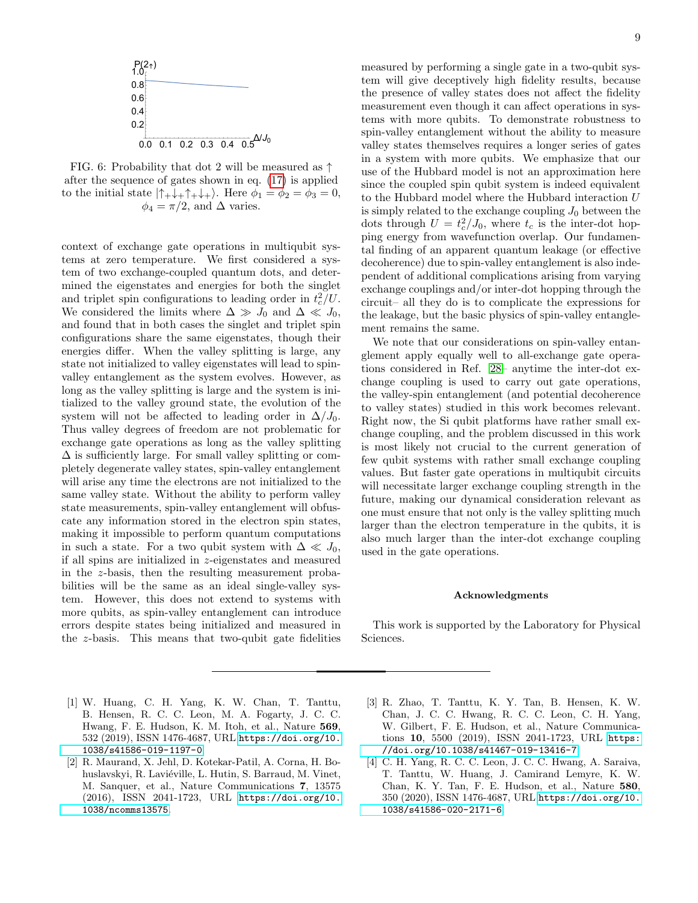FIG. 6: Probability that dot 2 will be measured as $\uparrow$ after the sequence of gates shown in eq. (17) is applied to the initial state $|\uparrow_+\downarrow_+\uparrow_+\downarrow_+\rangle$. Here $\phi_1 = \phi_2 = \phi_3 = 0$, $\phi_4 = \pi/2$, and $\Delta$ varies.

context of exchange gate operations in multiqubit systems at zero temperature. We first considered a system of two exchange-coupled quantum dots, and determined the eigenstates and energies for both the singlet and triplet spin configurations to leading order in $t_c^2/U$. We considered the limits where $\Delta \gg J_0$ and $\Delta \ll J_0$, and found that in both cases the singlet and triplet spin configurations share the same eigenstates, though their energies differ. When the valley splitting is large, any state not initialized to valley eigenstates will lead to spin-valley entanglement as the system evolves. However, as long as the valley splitting is large and the system is initialized to the valley ground state, the evolution of the system will not be affected to leading order in $\Delta/J_0$. Thus valley degrees of freedom are not problematic for exchange gate operations as long as the valley splitting $\Delta$ is sufficiently large. For small valley splitting or completely degenerate valley states, spin-valley entanglement will arise any time the electrons are not initialized to the same valley state. Without the ability to perform valley state measurements, spin-valley entanglement will obfuscate any information stored in the electron spin states, making it impossible to perform quantum computations in such a state. For a two qubit system with $\Delta \ll J_0$, if all spins are initialized in $z$-eigenstates and measured in the $z$-basis, then the resulting measurement probabilities will be the same as an ideal single-valley system. However, this does not extend to systems with more qubits, as spin-valley entanglement can introduce errors despite states being initialized and measured in the $z$-basis. This means that two-qubit gate fidelities measured by performing a single gate in a two-qubit system will give deceptively high fidelity results, because the presence of valley states does not affect the fidelity measurement even though it can affect operations in systems with more qubits. To demonstrate robustness to spin-valley entanglement without the ability to measure valley states themselves requires a longer series of gates in a system with more qubits. We emphasize that our use of the Hubbard model is not an approximation here since the coupled spin qubit system is indeed equivalent to the Hubbard model where the Hubbard interaction $U$ is simply related to the exchange coupling $J_0$ between the dots through $U = t_c^2/J_0$, where $t_c$ is the inter-dot hopping energy from wavefunction overlap. Our fundamental finding of an apparent quantum leakage (or effective decoherence) due to spin-valley entanglement is also independent of additional complications arising from varying exchange couplings and/or inter-dot hopping through the circuit– all they do is to complicate the expressions for the leakage, but the basic physics of spin-valley entanglement remains the same.

We note that our considerations on spin-valley entanglement apply equally well to all-exchange gate operations considered in Ref. [28]– anytime the inter-dot exchange coupling is used to carry out gate operations, the valley-spin entanglement (and potential decoherence to valley states) studied in this work becomes relevant. Right now, the Si qubit platforms have rather small exchange coupling, and the problem discussed in this work is most likely not crucial to the current generation of few qubit systems with rather small exchange coupling values. But faster gate operations in multiqubit circuits will necessitate larger exchange coupling strength in the future, making our dynamical consideration relevant as one must ensure that not only is the valley splitting much larger than the electron temperature in the qubits, it is also much larger than the inter-dot exchange coupling used in the gate operations.

## Acknowledgments

This work is supported by the Laboratory for Physical Sciences.

---

[1] W. Huang, C. H. Yang, K. W. Chan, T. Tanttu, B. Hensen, R. C. C. Leon, M. A. Fogarty, J. C. C. Hwang, F. E. Hudson, K. M. Itoh, et al., Nature **569**, 532 (2019), ISSN 1476-4687, URL https://doi.org/10.1038/s41586-019-1197-0.

[2] R. Maurand, X. Jehl, D. Kotekar-Patil, A. Corna, H. Bohuslavskyi, R. Laviéville, L. Hutin, S. Barraud, M. Vinet, M. Sanquer, et al., Nature Communications **7**, 13575 (2016), ISSN 2041-1723, URL https://doi.org/10.1038/ncomms13575.

[3] R. Zhao, T. Tanttu, K. Y. Tan, B. Hensen, K. W. Chan, J. C. C. Hwang, R. C. C. Leon, C. H. Yang, W. Gilbert, F. E. Hudson, et al., Nature Communications **10**, 5500 (2019), ISSN 2041-1723, URL https://doi.org/10.1038/s41467-019-13416-7.

[4] C. H. Yang, R. C. C. Leon, J. C. C. Hwang, A. Saraiva, T. Tanttu, W. Huang, J. Camirand Lemyre, K. W. Chan, K. Y. Tan, F. E. Hudson, et al., Nature **580**, 350 (2020), ISSN 1476-4687, URL https://doi.org/10.1038/s41586-020-2171-6.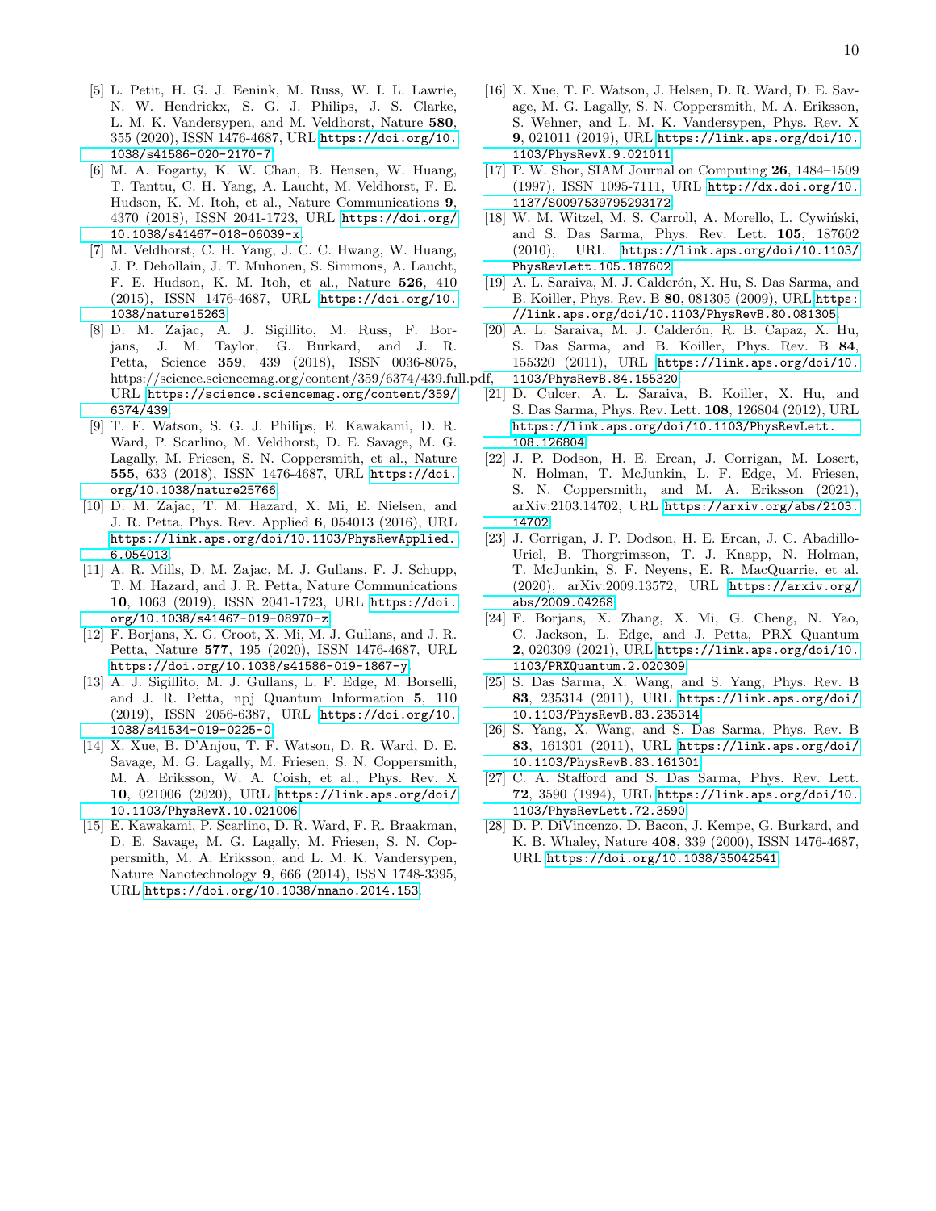[5] L. Petit, H. G. J. Eenink, M. Russ, W. I. L. Lawrie, N. W. Hendrickx, S. G. J. Philips, J. S. Clarke, L. M. K. Vandersypen, and M. Veldhorst, Nature **580**, 355 (2020), ISSN 1476-4687, URL https://doi.org/10.1038/s41586-020-2170-7.

[6] M. A. Fogarty, K. W. Chan, B. Hensen, W. Huang, T. Tanttu, C. H. Yang, A. Laucht, M. Veldhorst, F. E. Hudson, K. M. Itoh, et al., Nature Communications **9**, 4370 (2018), ISSN 2041-1723, URL https://doi.org/10.1038/s41467-018-06039-x.

[7] M. Veldhorst, C. H. Yang, J. C. C. Hwang, W. Huang, J. P. Dehollain, J. T. Muhonen, S. Simmons, A. Laucht, F. E. Hudson, K. M. Itoh, et al., Nature **526**, 410 (2015), ISSN 1476-4687, URL https://doi.org/10.1038/nature15263.

[8] D. M. Zajac, A. J. Sigillito, M. Russ, F. Borjans, J. M. Taylor, G. Burkard, and J. R. Petta, Science **359**, 439 (2018), ISSN 0036-8075, https://science.sciencemag.org/content/359/6374/439.full.pdf, URL https://science.sciencemag.org/content/359/6374/439.

[9] T. F. Watson, S. G. J. Philips, E. Kawakami, D. R. Ward, P. Scarlino, M. Veldhorst, D. E. Savage, M. G. Lagally, M. Friesen, S. N. Coppersmith, et al., Nature **555**, 633 (2018), ISSN 1476-4687, URL https://doi.org/10.1038/nature25766.

[10] D. M. Zajac, T. M. Hazard, X. Mi, E. Nielsen, and J. R. Petta, Phys. Rev. Applied **6**, 054013 (2016), URL https://link.aps.org/doi/10.1103/PhysRevApplied.6.054013.

[11] A. R. Mills, D. M. Zajac, M. J. Gullans, F. J. Schupp, T. M. Hazard, and J. R. Petta, Nature Communications **10**, 1063 (2019), ISSN 2041-1723, URL https://doi.org/10.1038/s41467-019-08970-z.

[12] F. Borjans, X. G. Croot, X. Mi, M. J. Gullans, and J. R. Petta, Nature **577**, 195 (2020), ISSN 1476-4687, URL https://doi.org/10.1038/s41586-019-1867-y.

[13] A. J. Sigillito, M. J. Gullans, L. F. Edge, M. Borselli, and J. R. Petta, npj Quantum Information **5**, 110 (2019), ISSN 2056-6387, URL https://doi.org/10.1038/s41534-019-0225-0.

[14] X. Xue, B. D'Anjou, T. F. Watson, D. R. Ward, D. E. Savage, M. G. Lagally, M. Friesen, S. N. Coppersmith, M. A. Eriksson, W. A. Coish, et al., Phys. Rev. X **10**, 021006 (2020), URL https://link.aps.org/doi/10.1103/PhysRevX.10.021006.

[15] E. Kawakami, P. Scarlino, D. R. Ward, F. R. Braakman, D. E. Savage, M. G. Lagally, M. Friesen, S. N. Coppersmith, M. A. Eriksson, and L. M. K. Vandersypen, Nature Nanotechnology **9**, 666 (2014), ISSN 1748-3395, URL https://doi.org/10.1038/nnano.2014.153.

[16] X. Xue, T. F. Watson, J. Helsen, D. R. Ward, D. E. Savage, M. G. Lagally, S. N. Coppersmith, M. A. Eriksson, S. Wehner, and L. M. K. Vandersypen, Phys. Rev. X **9**, 021011 (2019), URL https://link.aps.org/doi/10.1103/PhysRevX.9.021011.

[17] P. W. Shor, SIAM Journal on Computing **26**, 1484–1509 (1997), ISSN 1095-7111, URL http://dx.doi.org/10.1137/S0097539795293172.

[18] W. M. Witzel, M. S. Carroll, A. Morello, L. Cywiński, and S. Das Sarma, Phys. Rev. Lett. **105**, 187602 (2010), URL https://link.aps.org/doi/10.1103/PhysRevLett.105.187602.

[19] A. L. Saraiva, M. J. Calderón, X. Hu, S. Das Sarma, and B. Koiller, Phys. Rev. B **80**, 081305 (2009), URL https://link.aps.org/doi/10.1103/PhysRevB.80.081305.

[20] A. L. Saraiva, M. J. Calderón, R. B. Capaz, X. Hu, S. Das Sarma, and B. Koiller, Phys. Rev. B **84**, 155320 (2011), URL https://link.aps.org/doi/10.1103/PhysRevB.84.155320.

[21] D. Culcer, A. L. Saraiva, B. Koiller, X. Hu, and S. Das Sarma, Phys. Rev. Lett. **108**, 126804 (2012), URL https://link.aps.org/doi/10.1103/PhysRevLett.108.126804.

[22] J. P. Dodson, H. E. Ercan, J. Corrigan, M. Losert, N. Holman, T. McJunkin, L. F. Edge, M. Friesen, S. N. Coppersmith, and M. A. Eriksson (2021), arXiv:2103.14702, URL https://arxiv.org/abs/2103.14702.

[23] J. Corrigan, J. P. Dodson, H. E. Ercan, J. C. Abadillo-Uriel, B. Thorgrimsson, T. J. Knapp, N. Holman, T. McJunkin, S. F. Neyens, E. R. MacQuarrie, et al. (2020), arXiv:2009.13572, URL https://arxiv.org/abs/2009.04268.

[24] F. Borjans, X. Zhang, X. Mi, G. Cheng, N. Yao, C. Jackson, L. Edge, and J. Petta, PRX Quantum **2**, 020309 (2021), URL https://link.aps.org/doi/10.1103/PRXQuantum.2.020309.

[25] S. Das Sarma, X. Wang, and S. Yang, Phys. Rev. B **83**, 235314 (2011), URL https://link.aps.org/doi/10.1103/PhysRevB.83.235314.

[26] S. Yang, X. Wang, and S. Das Sarma, Phys. Rev. B **83**, 161301 (2011), URL https://link.aps.org/doi/10.1103/PhysRevB.83.161301.

[27] C. A. Stafford and S. Das Sarma, Phys. Rev. Lett. **72**, 3590 (1994), URL https://link.aps.org/doi/10.1103/PhysRevLett.72.3590.

[28] D. P. DiVincenzo, D. Bacon, J. Kempe, G. Burkard, and K. B. Whaley, Nature **408**, 339 (2000), ISSN 1476-4687, URL https://doi.org/10.1038/35042541.